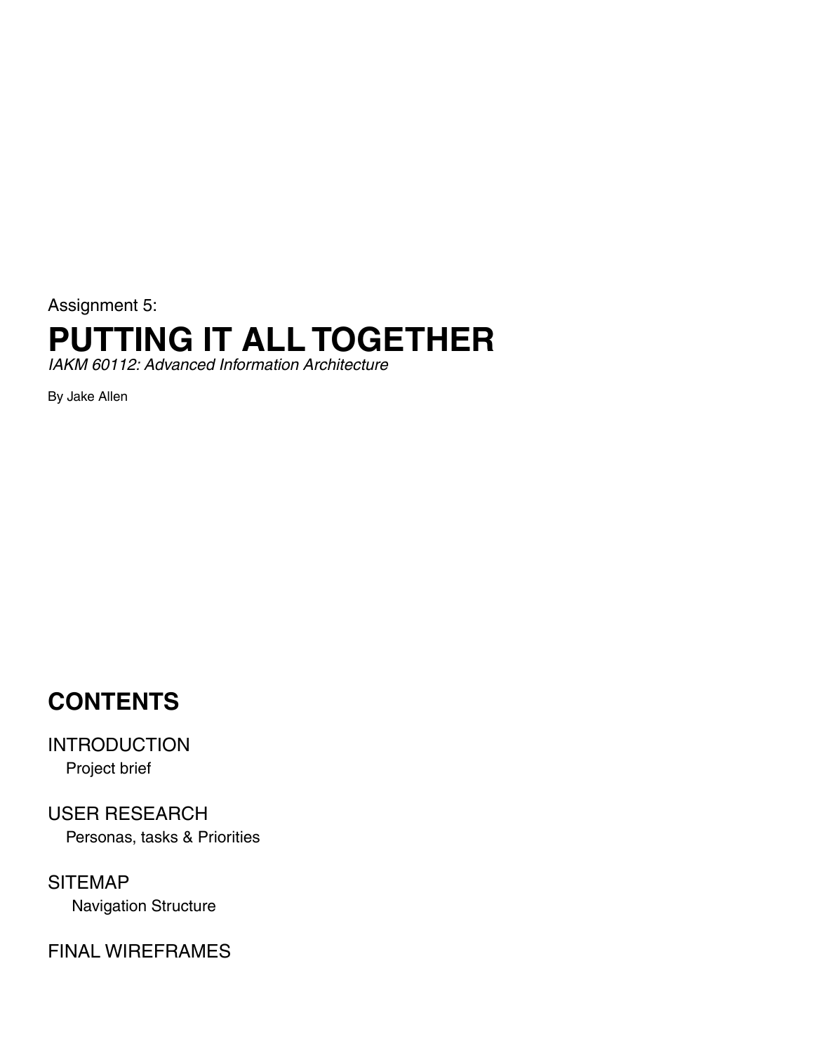Assignment 5:

# PUTTING IT ALL TOGETHER

*IAKM 60112: Advanced Information Architecture*

By Jake Allen

## CONTENTS

INTRODUCTION
- Project brief

USER RESEARCH
- Personas, tasks & Priorities

SITEMAP
- Navigation Structure

FINAL WIREFRAMES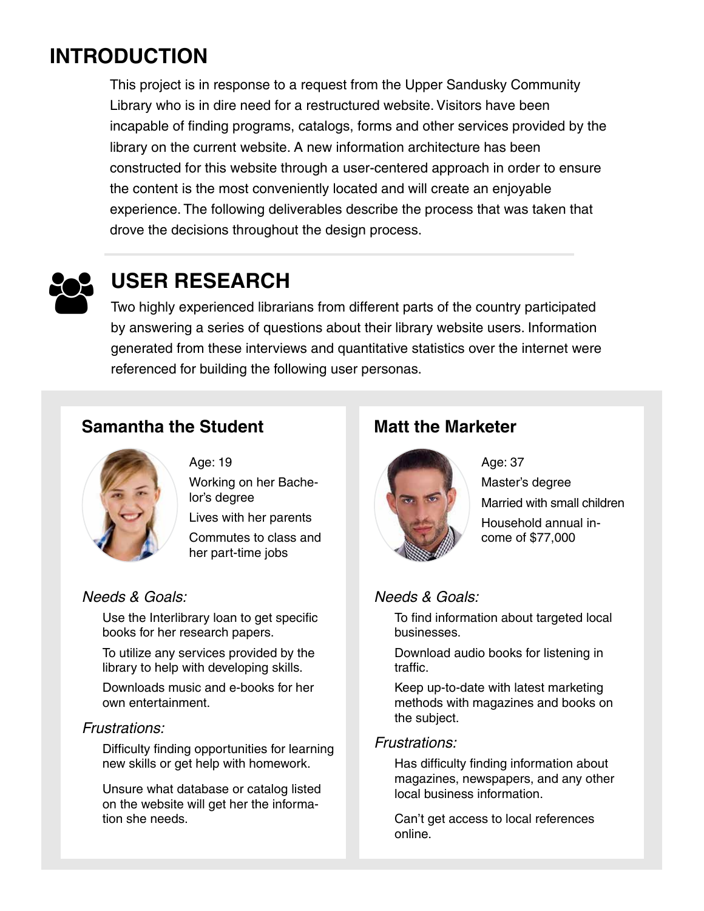# INTRODUCTION

This project is in response to a request from the Upper Sandusky Community Library who is in dire need for a restructured website. Visitors have been incapable of finding programs, catalogs, forms and other services provided by the library on the current website. A new information architecture has been constructed for this website through a user-centered approach in order to ensure the content is the most conveniently located and will create an enjoyable experience. The following deliverables describe the process that was taken that drove the decisions throughout the design process.

# USER RESEARCH

Two highly experienced librarians from different parts of the country participated by answering a series of questions about their library website users. Information generated from these interviews and quantitative statistics over the internet were referenced for building the following user personas.

## Samantha the Student

Age: 19

Working on her Bachelor's degree

Lives with her parents

Commutes to class and her part-time jobs

*Needs & Goals:*

Use the Interlibrary loan to get specific books for her research papers.

To utilize any services provided by the library to help with developing skills.

Downloads music and e-books for her own entertainment.

*Frustrations:*

Difficulty finding opportunities for learning new skills or get help with homework.

Unsure what database or catalog listed on the website will get her the information she needs.

## Matt the Marketer

Age: 37

Master's degree

Married with small children

Household annual income of $77,000

*Needs & Goals:*

To find information about targeted local businesses.

Download audio books for listening in traffic.

Keep up-to-date with latest marketing methods with magazines and books on the subject.

*Frustrations:*

Has difficulty finding information about magazines, newspapers, and any other local business information.

Can't get access to local references online.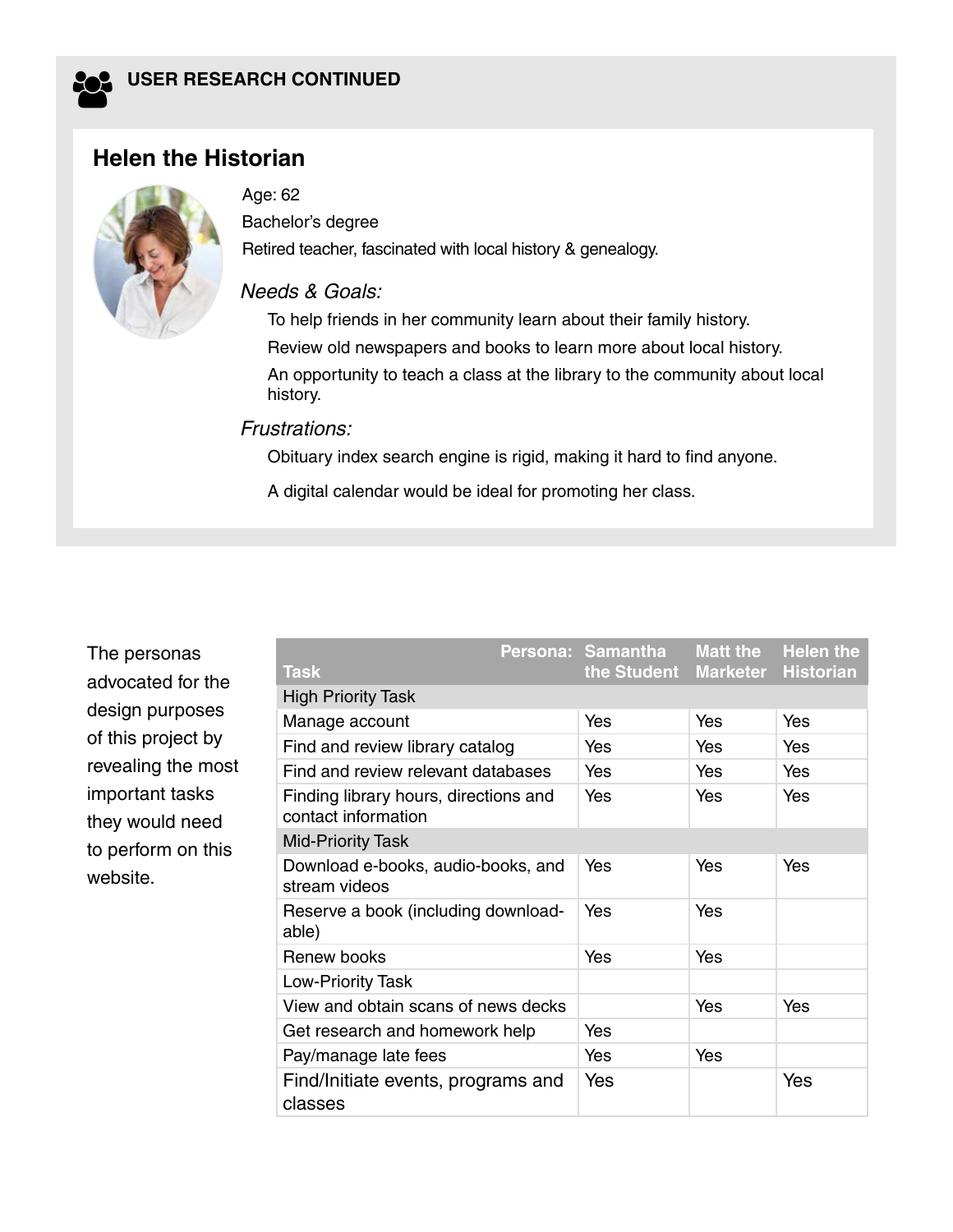## USER RESEARCH CONTINUED

### Helen the Historian

Age: 62

Bachelor's degree

Retired teacher, fascinated with local history & genealogy.

*Needs & Goals:*

To help friends in her community learn about their family history.

Review old newspapers and books to learn more about local history.

An opportunity to teach a class at the library to the community about local history.

*Frustrations:*

Obituary index search engine is rigid, making it hard to find anyone.

A digital calendar would be ideal for promoting her class.

The personas advocated for the design purposes of this project by revealing the most important tasks they would need to perform on this website.

| Task / Persona: | Samantha the Student | Matt the Marketer | Helen the Historian |
|---|---|---|---|
| **High Priority Task** | | | |
| Manage account | Yes | Yes | Yes |
| Find and review library catalog | Yes | Yes | Yes |
| Find and review relevant databases | Yes | Yes | Yes |
| Finding library hours, directions and contact information | Yes | Yes | Yes |
| **Mid-Priority Task** | | | |
| Download e-books, audio-books, and stream videos | Yes | Yes | Yes |
| Reserve a book (including download-able) | Yes | Yes | |
| Renew books | Yes | Yes | |
| **Low-Priority Task** | | | |
| View and obtain scans of news decks | | Yes | Yes |
| Get research and homework help | Yes | | |
| Pay/manage late fees | Yes | Yes | |
| Find/Initiate events, programs and classes | Yes | | Yes |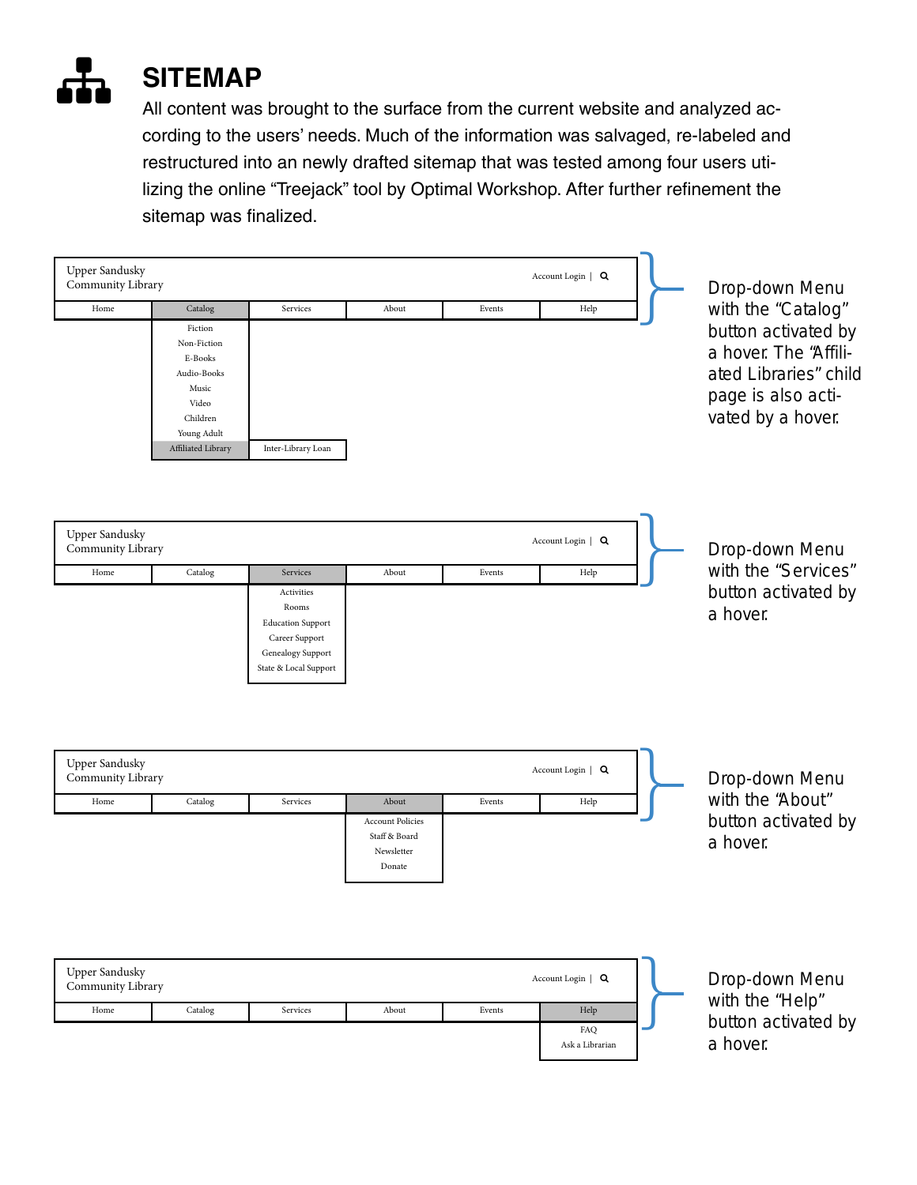# SITEMAP

All content was brought to the surface from the current website and analyzed according to the users' needs. Much of the information was salvaged, re-labeled and restructured into an newly drafted sitemap that was tested among four users utilizing the online "Treejack" tool by Optimal Workshop. After further refinement the sitemap was finalized.

Upper Sandusky Community Library

Account Login |

| Home | Catalog | Services | About | Events | Help |
|---|---|---|---|---|---|

Catalog:
- Fiction
- Non-Fiction
- E-Books
- Audio-Books
- Music
- Video
- Children
- Young Adult
- Affiliated Library
  - Inter-Library Loan

Drop-down Menu with the "Catalog" button activated by a hover. The "Affiliated Libraries" child page is also activated by a hover.

Upper Sandusky Community Library

Account Login |

| Home | Catalog | Services | About | Events | Help |
|---|---|---|---|---|---|

Services:
- Activities
- Rooms
- Education Support
- Career Support
- Genealogy Support
- State & Local Support

Drop-down Menu with the "Services" button activated by a hover.

Upper Sandusky Community Library

Account Login |

| Home | Catalog | Services | About | Events | Help |
|---|---|---|---|---|---|

About:
- Account Policies
- Staff & Board
- Newsletter
- Donate

Drop-down Menu with the "About" button activated by a hover.

Upper Sandusky Community Library

Account Login |

| Home | Catalog | Services | About | Events | Help |
|---|---|---|---|---|---|

Help:
- FAQ
- Ask a Librarian

Drop-down Menu with the "Help" button activated by a hover.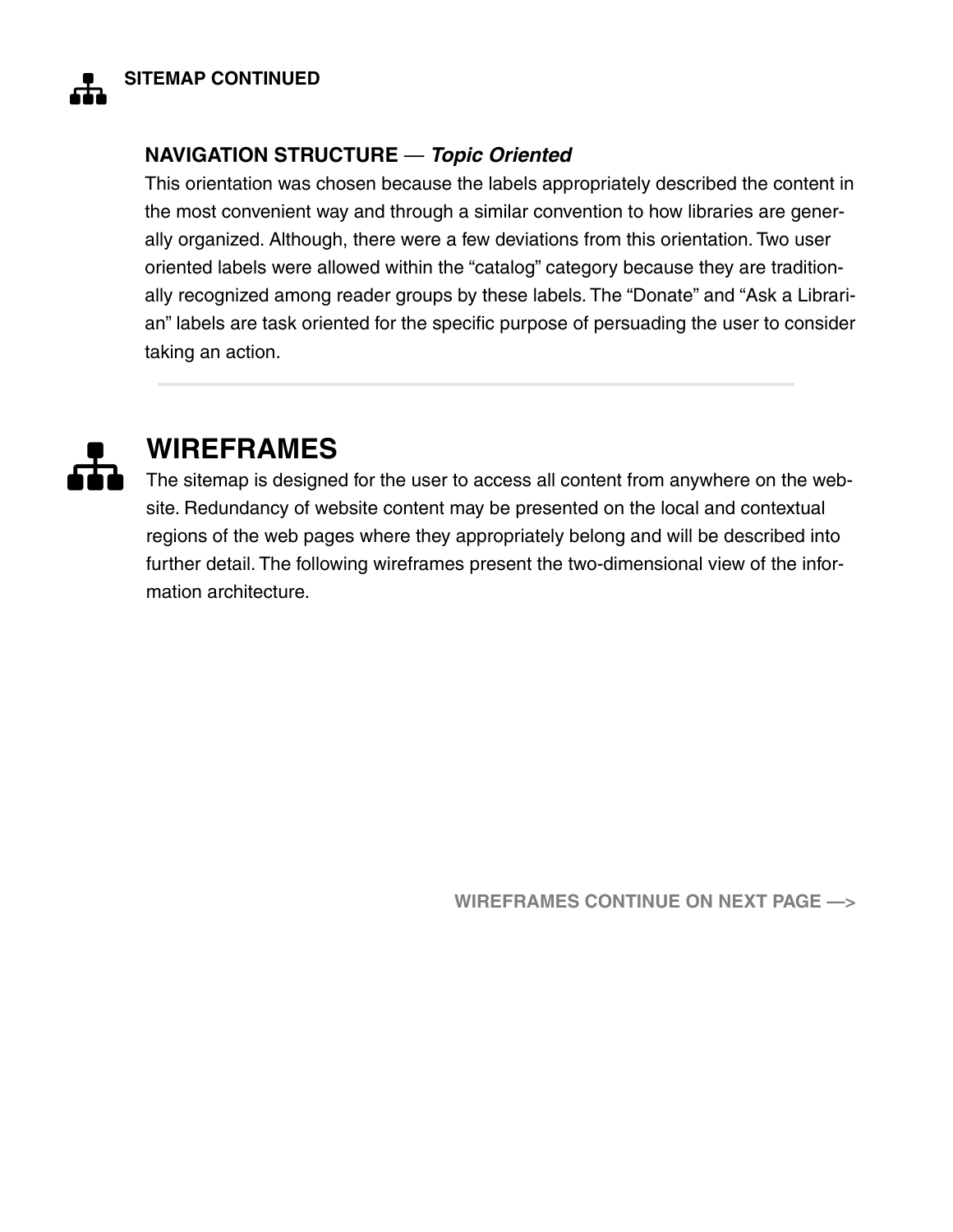**SITEMAP CONTINUED**

### NAVIGATION STRUCTURE — *Topic Oriented*

This orientation was chosen because the labels appropriately described the content in the most convenient way and through a similar convention to how libraries are generally organized. Although, there were a few deviations from this orientation. Two user oriented labels were allowed within the "catalog" category because they are traditionally recognized among reader groups by these labels. The "Donate" and "Ask a Librarian" labels are task oriented for the specific purpose of persuading the user to consider taking an action.

---

## WIREFRAMES

The sitemap is designed for the user to access all content from anywhere on the website. Redundancy of website content may be presented on the local and contextual regions of the web pages where they appropriately belong and will be described into further detail. The following wireframes present the two-dimensional view of the information architecture.

**WIREFRAMES CONTINUE ON NEXT PAGE —>**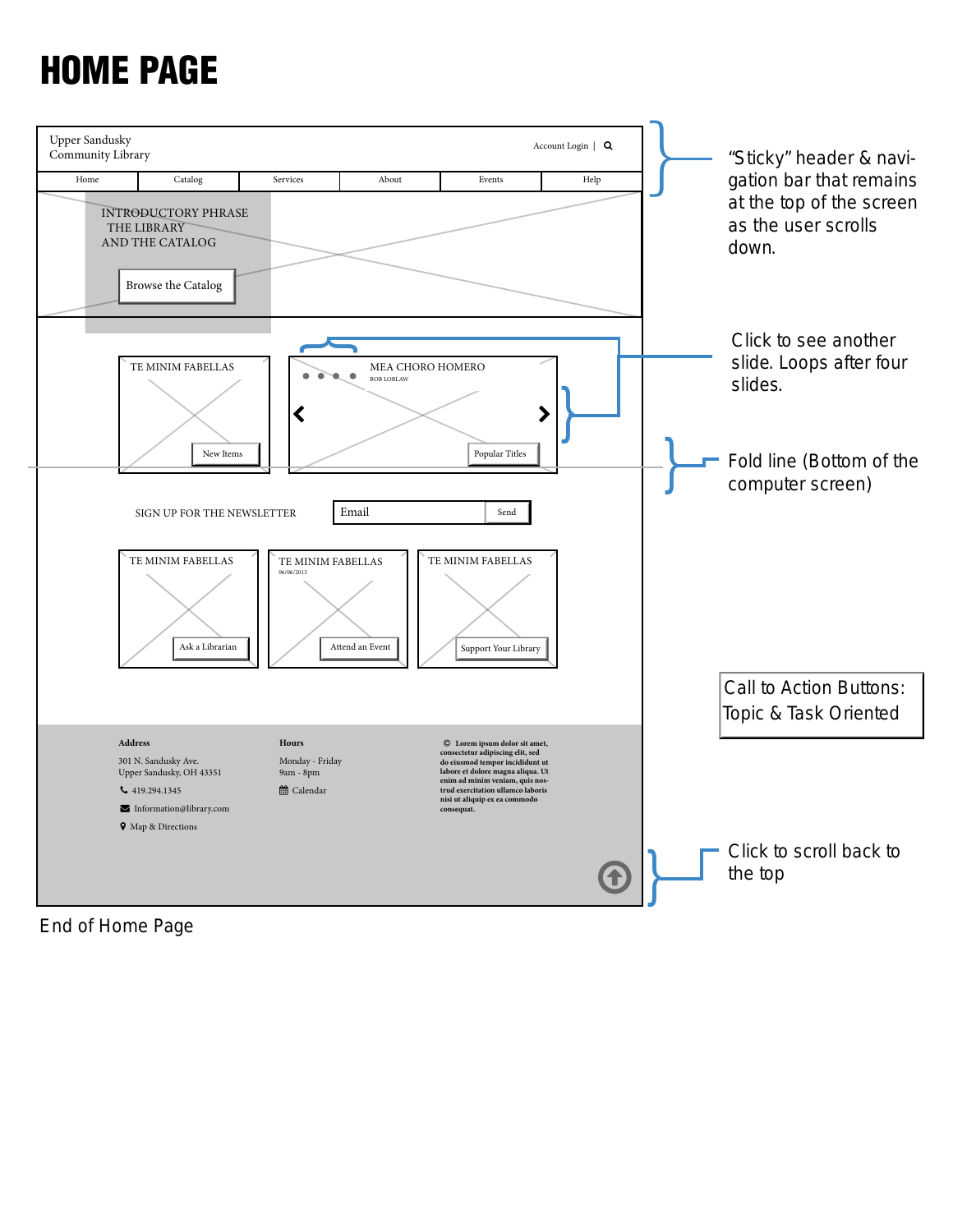# HOME PAGE

Upper Sandusky
Community Library

Account Login |

Home | Catalog | Services | About | Events | Help

INTRODUCTORY PHRASE
THE LIBRARY
AND THE CATALOG

Browse the Catalog

TE MINIM FABELLAS

New Items

MEA CHORO HOMERO

BOB LOBLAW

Popular Titles

SIGN UP FOR THE NEWSLETTER

Email | Send

TE MINIM FABELLAS

Ask a Librarian

TE MINIM FABELLAS

06/06/2015

Attend an Event

TE MINIM FABELLAS

Support Your Library

**Address**

301 N. Sandusky Ave.
Upper Sandusky, OH 43351

419.294.1345

Information@library.com

Map & Directions

**Hours**

Monday - Friday
9am - 8pm

Calendar

**© Lorem ipsum dolor sit amet, consectetur adipiscing elit, sed do eiusmod tempor incididunt ut labore et dolore magna aliqua. Ut enim ad minim veniam, quis nostrud exercitation ullamco laboris nisi ut aliquip ex ea commodo consequat.**

"Sticky" header & navigation bar that remains at the top of the screen as the user scrolls down.

Click to see another slide. Loops after four slides.

Fold line (Bottom of the computer screen)

Call to Action Buttons: Topic & Task Oriented

Click to scroll back to the top

End of Home Page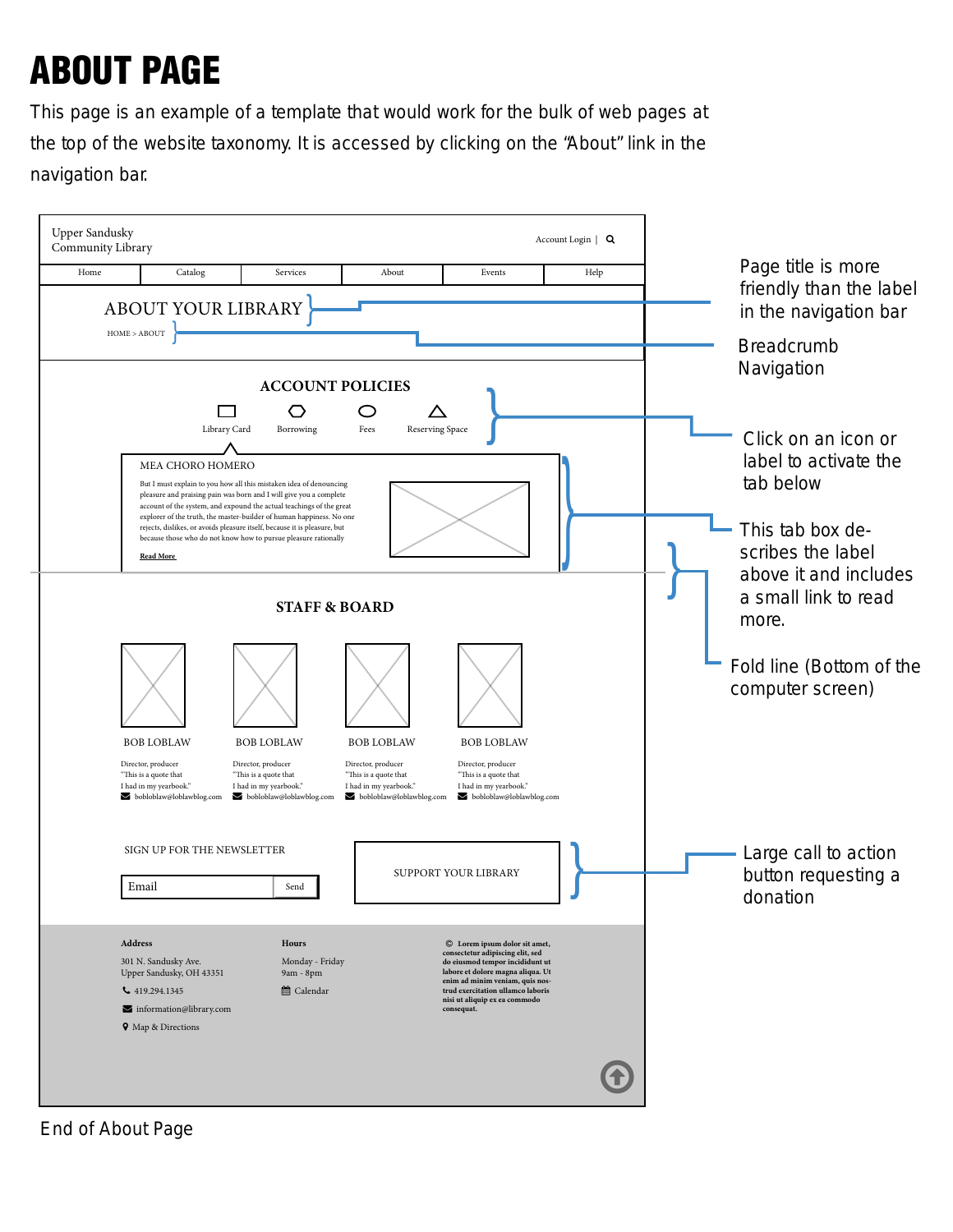# ABOUT PAGE

This page is an example of a template that would work for the bulk of web pages at the top of the website taxonomy. It is accessed by clicking on the "About" link in the navigation bar.

Upper Sandusky
Community Library

Account Login | 

Home | Catalog | Services | About | Events | Help

ABOUT YOUR LIBRARY

HOME > ABOUT

ACCOUNT POLICIES

Library Card · Borrowing · Fees · Reserving Space

MEA CHORO HOMERO

But I must explain to you how all this mistaken idea of denouncing pleasure and praising pain was born and I will give you a complete account of the system, and expound the actual teachings of the great explorer of the truth, the master-builder of human happiness. No one rejects, dislikes, or avoids pleasure itself, because it is pleasure, but because those who do not know how to pursue pleasure rationally

Read More

STAFF & BOARD

BOB LOBLAW
Director, producer
"This is a quote that I had in my yearbook."
bobloblaw@loblawblog.com

BOB LOBLAW
Director, producer
"This is a quote that I had in my yearbook."
bobloblaw@loblawblog.com

BOB LOBLAW
Director, producer
"This is a quote that I had in my yearbook."
bobloblaw@loblawblog.com

BOB LOBLAW
Director, producer
"This is a quote that I had in my yearbook."
bobloblaw@loblawblog.com

SIGN UP FOR THE NEWSLETTER

Email | Send

SUPPORT YOUR LIBRARY

**Address**
301 N. Sandusky Ave.
Upper Sandusky, OH 43351
419.294.1345
information@library.com
Map & Directions

**Hours**
Monday - Friday
9am - 8pm
Calendar

**© Lorem ipsum dolor sit amet, consectetur adipiscing elit, sed do eiusmod tempor incididunt ut labore et dolore magna aliqua. Ut enim ad minim veniam, quis nostrud exercitation ullamco laboris nisi ut aliquip ex ea commodo consequat.**

Page title is more friendly than the label in the navigation bar

Breadcrumb Navigation

Click on an icon or label to activate the tab below

This tab box describes the label above it and includes a small link to read more.

Fold line (Bottom of the computer screen)

Large call to action button requesting a donation

End of About Page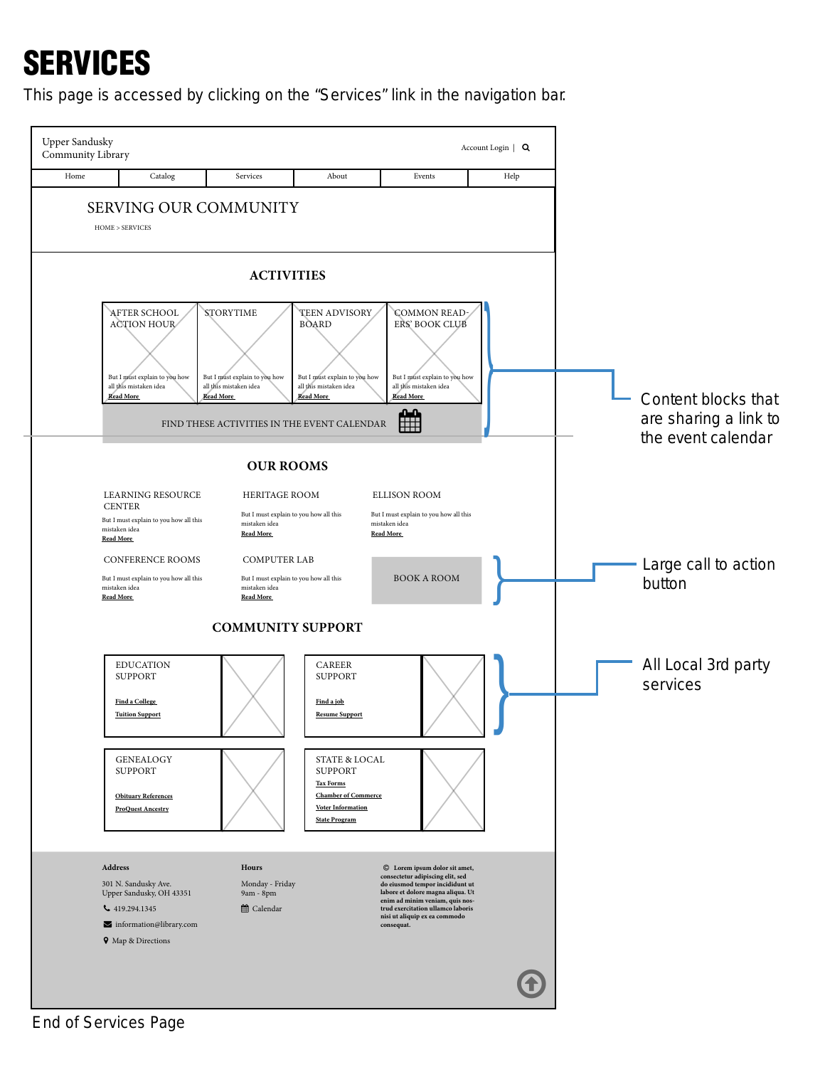# SERVICES

This page is accessed by clicking on the "Services" link in the navigation bar.

Upper Sandusky
Community Library

Account Login |

Home | Catalog | Services | About | Events | Help

SERVING OUR COMMUNITY

HOME > SERVICES

## ACTIVITIES

AFTER SCHOOL ACTION HOUR

But I must explain to you how all this mistaken idea

Read More

STORYTIME

But I must explain to you how all this mistaken idea

Read More

TEEN ADVISORY BOARD

But I must explain to you how all this mistaken idea

Read More

COMMON READERS' BOOK CLUB

But I must explain to you how all this mistaken idea

Read More

FIND THESE ACTIVITIES IN THE EVENT CALENDAR

Content blocks that are sharing a link to the event calendar

## OUR ROOMS

LEARNING RESOURCE CENTER

But I must explain to you how all this mistaken idea

Read More

HERITAGE ROOM

But I must explain to you how all this mistaken idea

Read More

ELLISON ROOM

But I must explain to you how all this mistaken idea

Read More

CONFERENCE ROOMS

But I must explain to you how all this mistaken idea

Read More

COMPUTER LAB

But I must explain to you how all this mistaken idea

Read More

BOOK A ROOM

Large call to action button

## COMMUNITY SUPPORT

EDUCATION SUPPORT

Find a College

Tuition Support

CAREER SUPPORT

Find a job

Resume Support

GENEALOGY SUPPORT

Obituary References

ProQuest Ancestry

STATE & LOCAL SUPPORT

Tax Forms

Chamber of Commerce

Voter Information

State Program

All Local 3rd party services

**Address**

301 N. Sandusky Ave.
Upper Sandusky, OH 43351

419.294.1345

information@library.com

Map & Directions

**Hours**

Monday - Friday
9am - 8pm

Calendar

**© Lorem ipsum dolor sit amet, consectetur adipiscing elit, sed do eiusmod tempor incididunt ut labore et dolore magna aliqua. Ut enim ad minim veniam, quis nostrud exercitation ullamco laboris nisi ut aliquip ex ea commodo consequat.**

End of Services Page